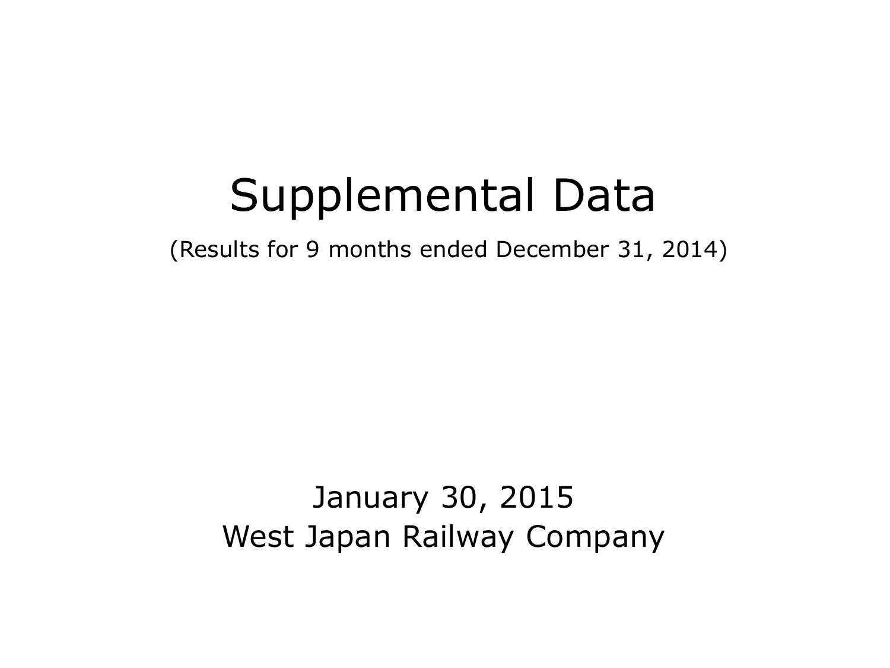# Supplemental Data

(Results for 9 months ended December 31, 2014)

January 30, 2015
West Japan Railway Company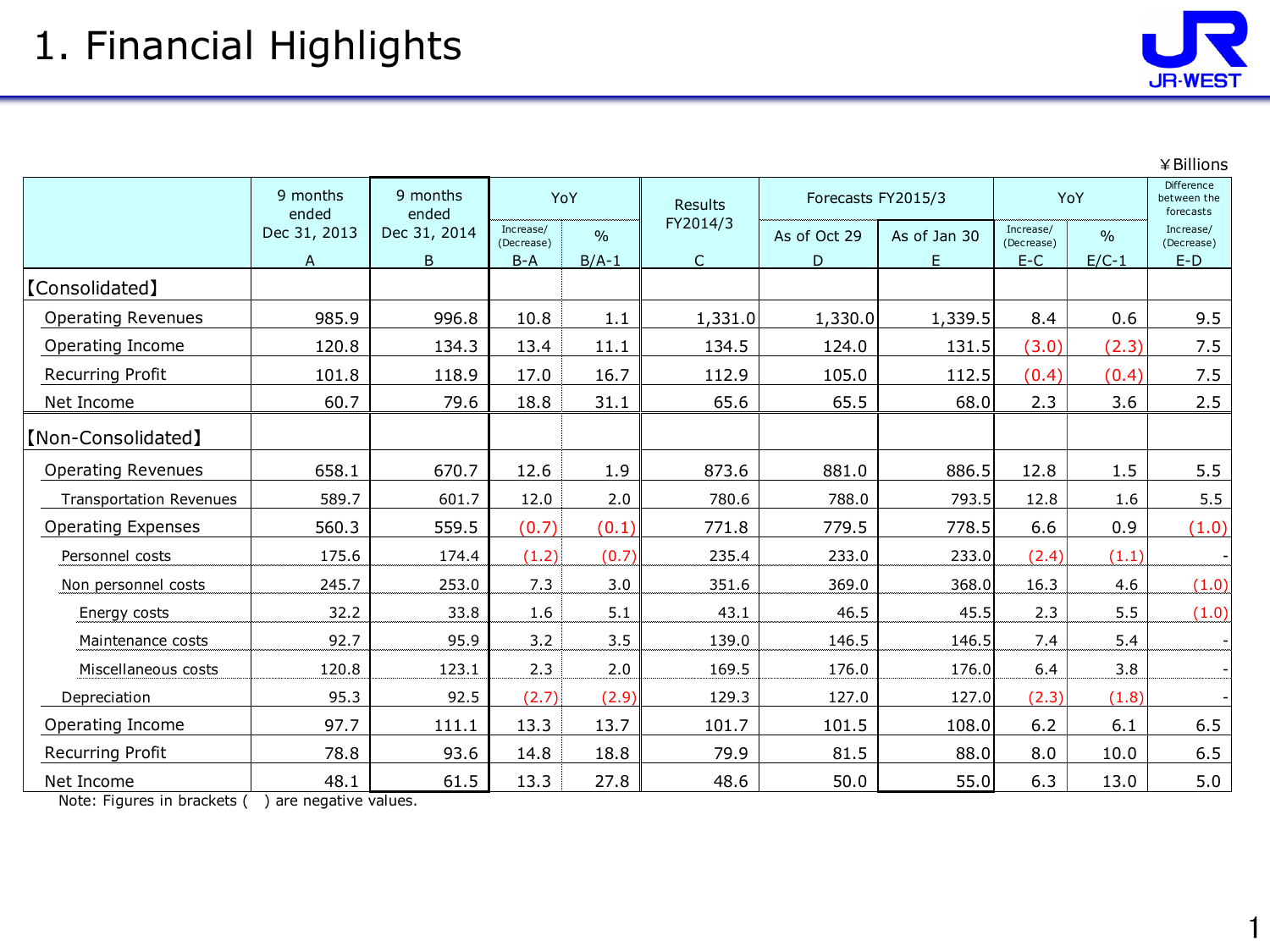# 1. Financial Highlights

¥Billions

| | 9 months ended Dec 31, 2013 | 9 months ended Dec 31, 2014 | YoY | | Results FY2014/3 | Forecasts FY2015/3 | | YoY | | Difference between the forecasts |
|---|---|---|---|---|---|---|---|---|---|---|
| | | | Increase/ (Decrease) | % | | As of Oct 29 | As of Jan 30 | Increase/ (Decrease) | % | Increase/ (Decrease) |
| | A | B | B-A | B/A-1 | C | D | E | E-C | E/C-1 | E-D |
| 【Consolidated】 | | | | | | | | | | |
| Operating Revenues | 985.9 | 996.8 | 10.8 | 1.1 | 1,331.0 | 1,330.0 | 1,339.5 | 8.4 | 0.6 | 9.5 |
| Operating Income | 120.8 | 134.3 | 13.4 | 11.1 | 134.5 | 124.0 | 131.5 | (3.0) | (2.3) | 7.5 |
| Recurring Profit | 101.8 | 118.9 | 17.0 | 16.7 | 112.9 | 105.0 | 112.5 | (0.4) | (0.4) | 7.5 |
| Net Income | 60.7 | 79.6 | 18.8 | 31.1 | 65.6 | 65.5 | 68.0 | 2.3 | 3.6 | 2.5 |
| 【Non-Consolidated】 | | | | | | | | | | |
| Operating Revenues | 658.1 | 670.7 | 12.6 | 1.9 | 873.6 | 881.0 | 886.5 | 12.8 | 1.5 | 5.5 |
| Transportation Revenues | 589.7 | 601.7 | 12.0 | 2.0 | 780.6 | 788.0 | 793.5 | 12.8 | 1.6 | 5.5 |
| Operating Expenses | 560.3 | 559.5 | (0.7) | (0.1) | 771.8 | 779.5 | 778.5 | 6.6 | 0.9 | (1.0) |
| Personnel costs | 175.6 | 174.4 | (1.2) | (0.7) | 235.4 | 233.0 | 233.0 | (2.4) | (1.1) | - |
| Non personnel costs | 245.7 | 253.0 | 7.3 | 3.0 | 351.6 | 369.0 | 368.0 | 16.3 | 4.6 | (1.0) |
| Energy costs | 32.2 | 33.8 | 1.6 | 5.1 | 43.1 | 46.5 | 45.5 | 2.3 | 5.5 | (1.0) |
| Maintenance costs | 92.7 | 95.9 | 3.2 | 3.5 | 139.0 | 146.5 | 146.5 | 7.4 | 5.4 | - |
| Miscellaneous costs | 120.8 | 123.1 | 2.3 | 2.0 | 169.5 | 176.0 | 176.0 | 6.4 | 3.8 | - |
| Depreciation | 95.3 | 92.5 | (2.7) | (2.9) | 129.3 | 127.0 | 127.0 | (2.3) | (1.8) | - |
| Operating Income | 97.7 | 111.1 | 13.3 | 13.7 | 101.7 | 101.5 | 108.0 | 6.2 | 6.1 | 6.5 |
| Recurring Profit | 78.8 | 93.6 | 14.8 | 18.8 | 79.9 | 81.5 | 88.0 | 8.0 | 10.0 | 6.5 |
| Net Income | 48.1 | 61.5 | 13.3 | 27.8 | 48.6 | 50.0 | 55.0 | 6.3 | 13.0 | 5.0 |

Note: Figures in brackets ( ) are negative values.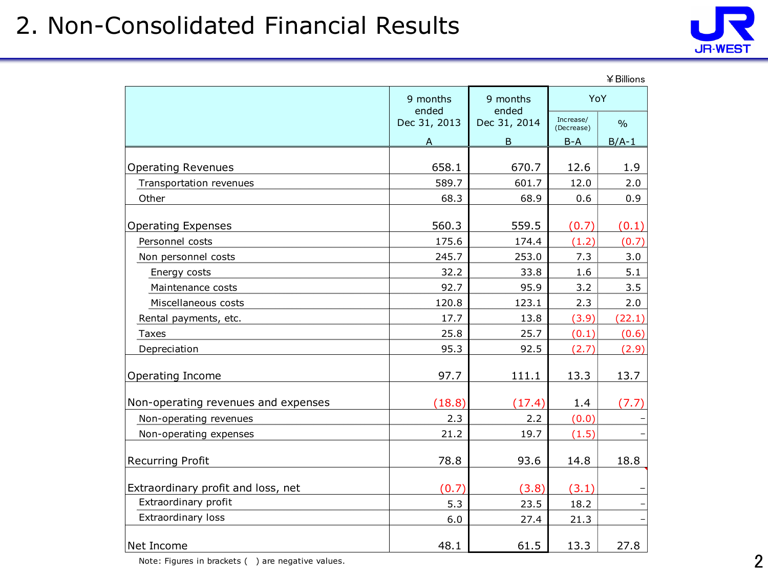# 2. Non-Consolidated Financial Results

¥Billions

| | 9 months ended Dec 31, 2013<br>A | 9 months ended Dec 31, 2014<br>B | YoY<br>Increase/ (Decrease)<br>B-A | YoY<br>%<br>B/A-1 |
|---|---|---|---|---|
| Operating Revenues | 658.1 | 670.7 | 12.6 | 1.9 |
| Transportation revenues | 589.7 | 601.7 | 12.0 | 2.0 |
| Other | 68.3 | 68.9 | 0.6 | 0.9 |
| Operating Expenses | 560.3 | 559.5 | (0.7) | (0.1) |
| Personnel costs | 175.6 | 174.4 | (1.2) | (0.7) |
| Non personnel costs | 245.7 | 253.0 | 7.3 | 3.0 |
| Energy costs | 32.2 | 33.8 | 1.6 | 5.1 |
| Maintenance costs | 92.7 | 95.9 | 3.2 | 3.5 |
| Miscellaneous costs | 120.8 | 123.1 | 2.3 | 2.0 |
| Rental payments, etc. | 17.7 | 13.8 | (3.9) | (22.1) |
| Taxes | 25.8 | 25.7 | (0.1) | (0.6) |
| Depreciation | 95.3 | 92.5 | (2.7) | (2.9) |
| Operating Income | 97.7 | 111.1 | 13.3 | 13.7 |
| Non-operating revenues and expenses | (18.8) | (17.4) | 1.4 | (7.7) |
| Non-operating revenues | 2.3 | 2.2 | (0.0) | - |
| Non-operating expenses | 21.2 | 19.7 | (1.5) | - |
| Recurring Profit | 78.8 | 93.6 | 14.8 | 18.8 |
| Extraordinary profit and loss, net | (0.7) | (3.8) | (3.1) | - |
| Extraordinary profit | 5.3 | 23.5 | 18.2 | - |
| Extraordinary loss | 6.0 | 27.4 | 21.3 | - |
| Net Income | 48.1 | 61.5 | 13.3 | 27.8 |

Note: Figures in brackets ( ) are negative values.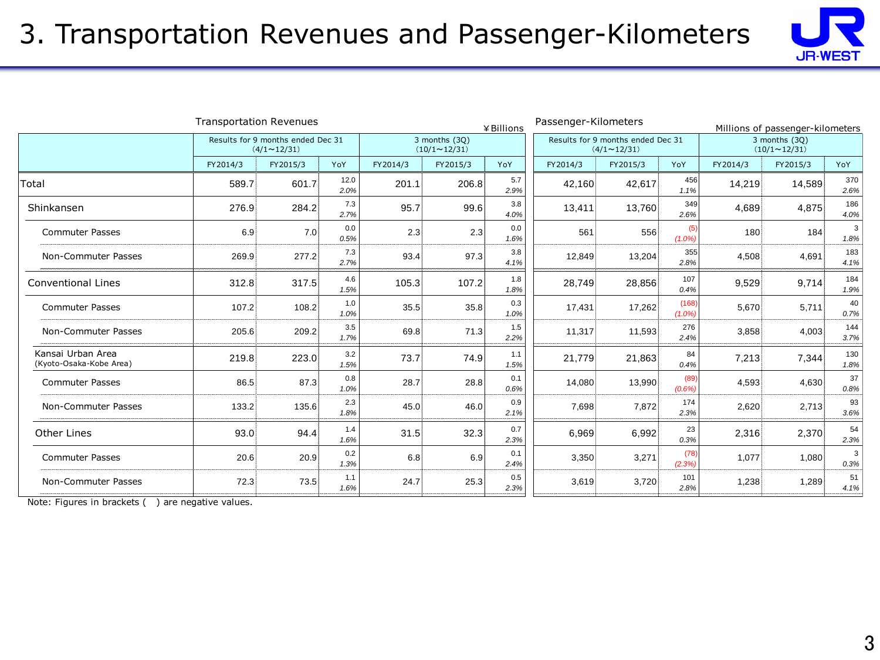# 3. Transportation Revenues and Passenger-Kilometers

Transportation Revenues (¥Billions)

| | Results for 9 months ended Dec 31 (4/1～12/31) | | | 3 months (3Q) (10/1～12/31) | | |
|---|---|---|---|---|---|---|
| | FY2014/3 | FY2015/3 | YoY | FY2014/3 | FY2015/3 | YoY |
| Total | 589.7 | 601.7 | 12.0 / 2.0% | 201.1 | 206.8 | 5.7 / 2.9% |
| Shinkansen | 276.9 | 284.2 | 7.3 / 2.7% | 95.7 | 99.6 | 3.8 / 4.0% |
| Commuter Passes | 6.9 | 7.0 | 0.0 / 0.5% | 2.3 | 2.3 | 0.0 / 1.6% |
| Non-Commuter Passes | 269.9 | 277.2 | 7.3 / 2.7% | 93.4 | 97.3 | 3.8 / 4.1% |
| Conventional Lines | 312.8 | 317.5 | 4.6 / 1.5% | 105.3 | 107.2 | 1.8 / 1.8% |
| Commuter Passes | 107.2 | 108.2 | 1.0 / 1.0% | 35.5 | 35.8 | 0.3 / 1.0% |
| Non-Commuter Passes | 205.6 | 209.2 | 3.5 / 1.7% | 69.8 | 71.3 | 1.5 / 2.2% |
| Kansai Urban Area (Kyoto-Osaka-Kobe Area) | 219.8 | 223.0 | 3.2 / 1.5% | 73.7 | 74.9 | 1.1 / 1.5% |
| Commuter Passes | 86.5 | 87.3 | 0.8 / 1.0% | 28.7 | 28.8 | 0.1 / 0.6% |
| Non-Commuter Passes | 133.2 | 135.6 | 2.3 / 1.8% | 45.0 | 46.0 | 0.9 / 2.1% |
| Other Lines | 93.0 | 94.4 | 1.4 / 1.6% | 31.5 | 32.3 | 0.7 / 2.3% |
| Commuter Passes | 20.6 | 20.9 | 0.2 / 1.3% | 6.8 | 6.9 | 0.1 / 2.4% |
| Non-Commuter Passes | 72.3 | 73.5 | 1.1 / 1.6% | 24.7 | 25.3 | 0.5 / 2.3% |

Passenger-Kilometers (Millions of passenger-kilometers)

| | Results for 9 months ended Dec 31 (4/1～12/31) | | | 3 months (3Q) (10/1～12/31) | | |
|---|---|---|---|---|---|---|
| | FY2014/3 | FY2015/3 | YoY | FY2014/3 | FY2015/3 | YoY |
| Total | 42,160 | 42,617 | 456 / 1.1% | 14,219 | 14,589 | 370 / 2.6% |
| Shinkansen | 13,411 | 13,760 | 349 / 2.6% | 4,689 | 4,875 | 186 / 4.0% |
| Commuter Passes | 561 | 556 | (5) / (1.0%) | 180 | 184 | 3 / 1.8% |
| Non-Commuter Passes | 12,849 | 13,204 | 355 / 2.8% | 4,508 | 4,691 | 183 / 4.1% |
| Conventional Lines | 28,749 | 28,856 | 107 / 0.4% | 9,529 | 9,714 | 184 / 1.9% |
| Commuter Passes | 17,431 | 17,262 | (168) / (1.0%) | 5,670 | 5,711 | 40 / 0.7% |
| Non-Commuter Passes | 11,317 | 11,593 | 276 / 2.4% | 3,858 | 4,003 | 144 / 3.7% |
| Kansai Urban Area (Kyoto-Osaka-Kobe Area) | 21,779 | 21,863 | 84 / 0.4% | 7,213 | 7,344 | 130 / 1.8% |
| Commuter Passes | 14,080 | 13,990 | (89) / (0.6%) | 4,593 | 4,630 | 37 / 0.8% |
| Non-Commuter Passes | 7,698 | 7,872 | 174 / 2.3% | 2,620 | 2,713 | 93 / 3.6% |
| Other Lines | 6,969 | 6,992 | 23 / 0.3% | 2,316 | 2,370 | 54 / 2.3% |
| Commuter Passes | 3,350 | 3,271 | (78) / (2.3%) | 1,077 | 1,080 | 3 / 0.3% |
| Non-Commuter Passes | 3,619 | 3,720 | 101 / 2.8% | 1,238 | 1,289 | 51 / 4.1% |

Note: Figures in brackets ( ) are negative values.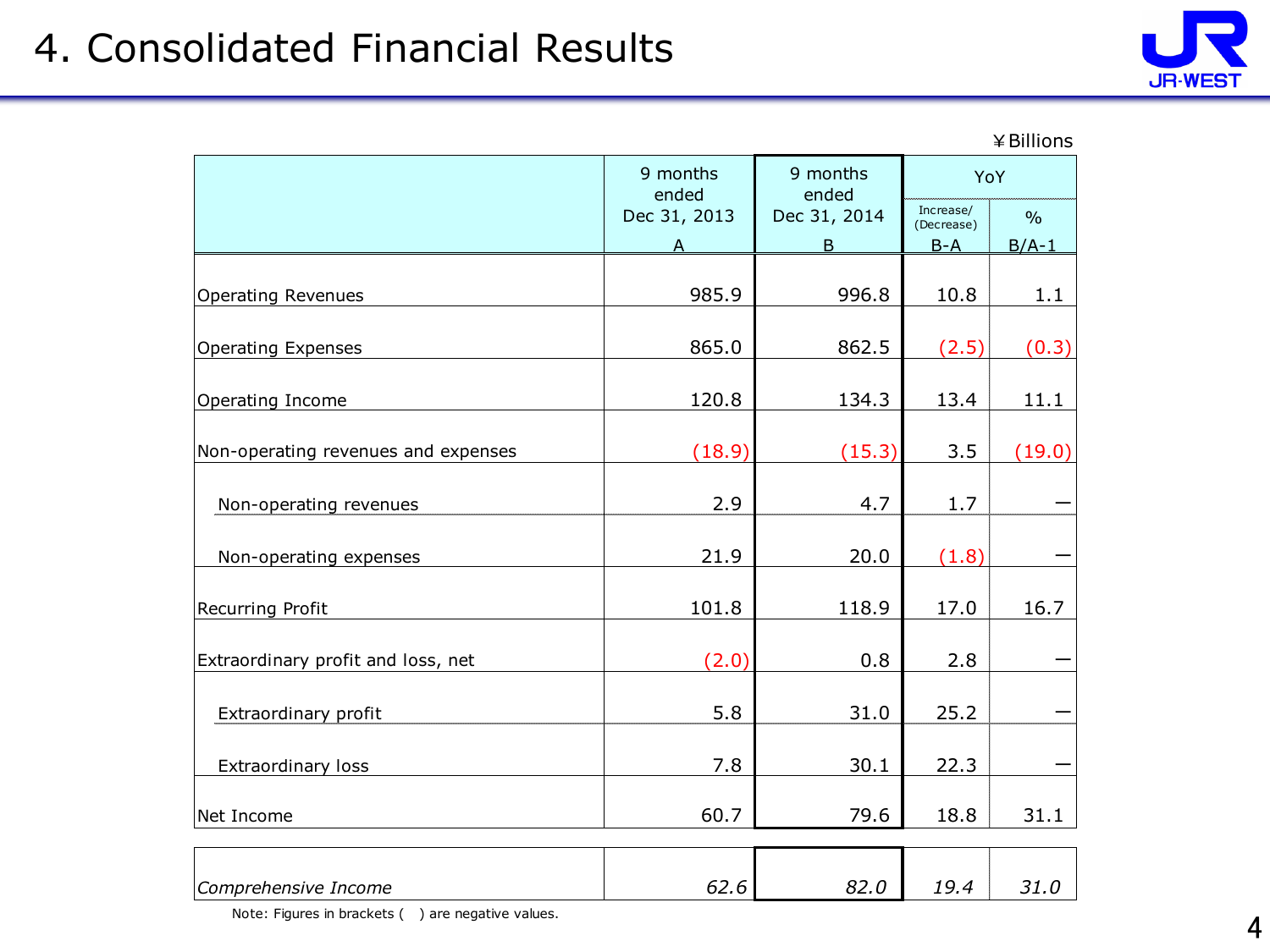# 4. Consolidated Financial Results

¥Billions

| | 9 months ended Dec 31, 2013 A | 9 months ended Dec 31, 2014 B | YoY Increase/ (Decrease) B-A | YoY % B/A-1 |
|---|---|---|---|---|
| Operating Revenues | 985.9 | 996.8 | 10.8 | 1.1 |
| Operating Expenses | 865.0 | 862.5 | (2.5) | (0.3) |
| Operating Income | 120.8 | 134.3 | 13.4 | 11.1 |
| Non-operating revenues and expenses | (18.9) | (15.3) | 3.5 | (19.0) |
| Non-operating revenues | 2.9 | 4.7 | 1.7 | — |
| Non-operating expenses | 21.9 | 20.0 | (1.8) | — |
| Recurring Profit | 101.8 | 118.9 | 17.0 | 16.7 |
| Extraordinary profit and loss, net | (2.0) | 0.8 | 2.8 | — |
| Extraordinary profit | 5.8 | 31.0 | 25.2 | — |
| Extraordinary loss | 7.8 | 30.1 | 22.3 | — |
| Net Income | 60.7 | 79.6 | 18.8 | 31.1 |
| *Comprehensive Income* | *62.6* | *82.0* | *19.4* | *31.0* |

Note: Figures in brackets ( ) are negative values.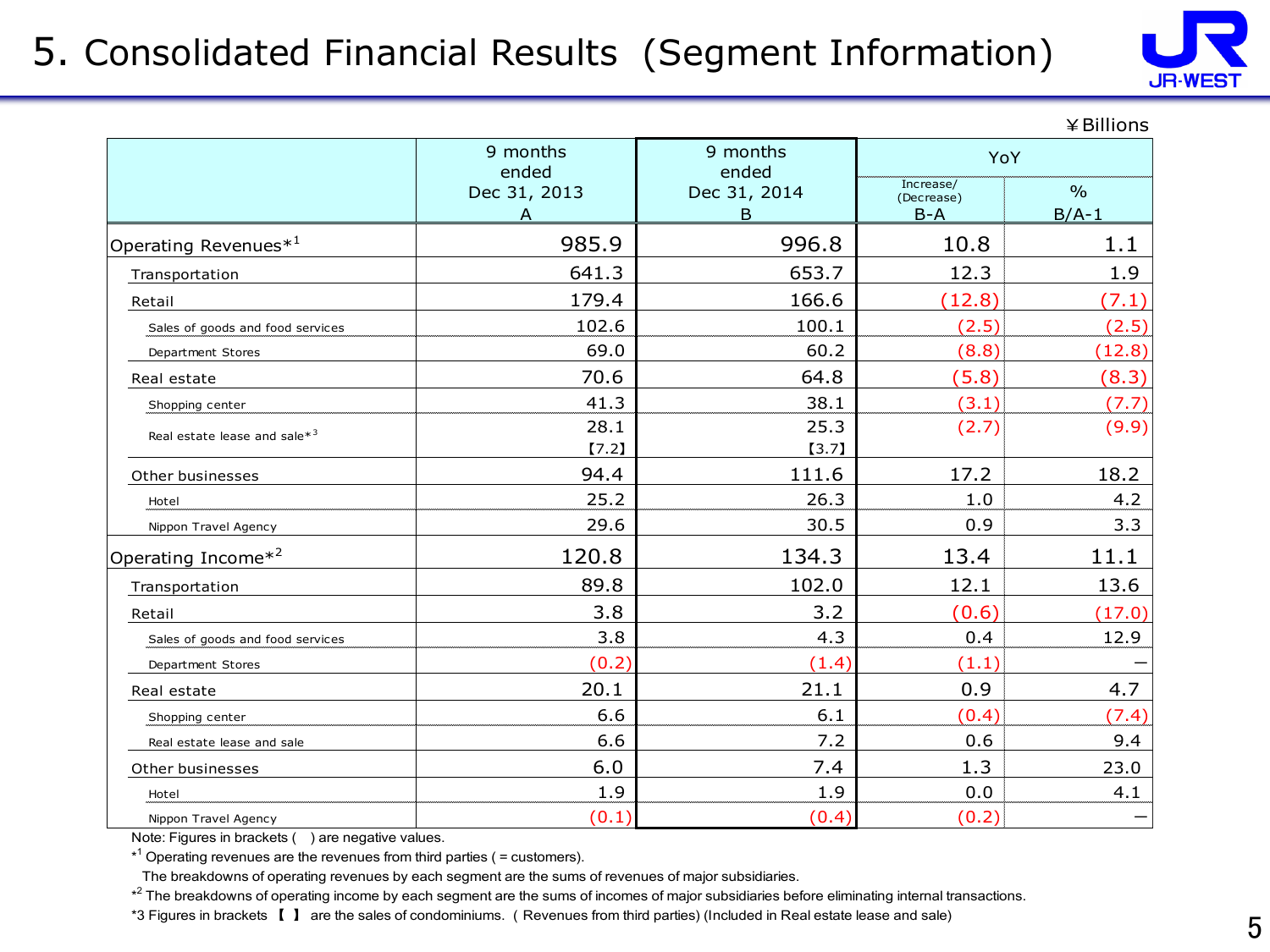# 5. Consolidated Financial Results (Segment Information)

¥Billions

| | 9 months ended Dec 31, 2013 A | 9 months ended Dec 31, 2014 B | YoY | |
|---|---|---|---|---|
| | | | Increase/ (Decrease) B-A | % B/A-1 |
| Operating Revenues*[1] | 985.9 | 996.8 | 10.8 | 1.1 |
| Transportation | 641.3 | 653.7 | 12.3 | 1.9 |
| Retail | 179.4 | 166.6 | (12.8) | (7.1) |
| Sales of goods and food services | 102.6 | 100.1 | (2.5) | (2.5) |
| Department Stores | 69.0 | 60.2 | (8.8) | (12.8) |
| Real estate | 70.6 | 64.8 | (5.8) | (8.3) |
| Shopping center | 41.3 | 38.1 | (3.1) | (7.7) |
| Real estate lease and sale*[3] | 28.1 【7.2】 | 25.3 【3.7】 | (2.7) | (9.9) |
| Other businesses | 94.4 | 111.6 | 17.2 | 18.2 |
| Hotel | 25.2 | 26.3 | 1.0 | 4.2 |
| Nippon Travel Agency | 29.6 | 30.5 | 0.9 | 3.3 |
| Operating Income*[2] | 120.8 | 134.3 | 13.4 | 11.1 |
| Transportation | 89.8 | 102.0 | 12.1 | 13.6 |
| Retail | 3.8 | 3.2 | (0.6) | (17.0) |
| Sales of goods and food services | 3.8 | 4.3 | 0.4 | 12.9 |
| Department Stores | (0.2) | (1.4) | (1.1) | — |
| Real estate | 20.1 | 21.1 | 0.9 | 4.7 |
| Shopping center | 6.6 | 6.1 | (0.4) | (7.4) |
| Real estate lease and sale | 6.6 | 7.2 | 0.6 | 9.4 |
| Other businesses | 6.0 | 7.4 | 1.3 | 23.0 |
| Hotel | 1.9 | 1.9 | 0.0 | 4.1 |
| Nippon Travel Agency | (0.1) | (0.4) | (0.2) | — |

Note: Figures in brackets ( ) are negative values.

*[1] Operating revenues are the revenues from third parties ( = customers).
The breakdowns of operating revenues by each segment are the sums of revenues of major subsidiaries.

*[2] The breakdowns of operating income by each segment are the sums of incomes of major subsidiaries before eliminating internal transactions.

*3 Figures in brackets 【 】 are the sales of condominiums. ( Revenues from third parties) (Included in Real estate lease and sale)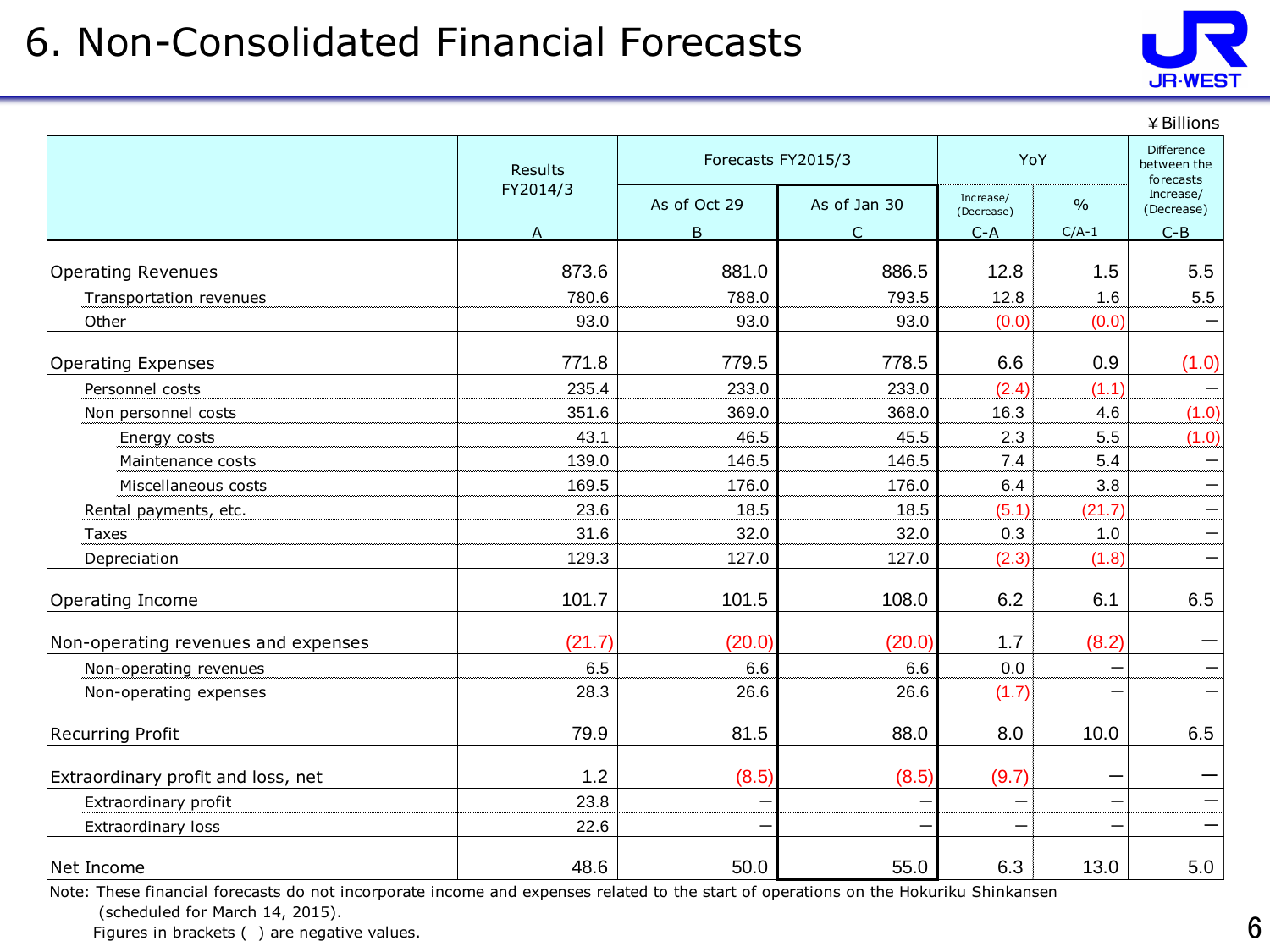# 6. Non-Consolidated Financial Forecasts

¥Billions

| | Results FY2014/3 | Forecasts FY2015/3 | | YoY | | Difference between the forecasts Increase/(Decrease) |
|---|---|---|---|---|---|---|
| | | As of Oct 29 | As of Jan 30 | Increase/(Decrease) | % | |
| | A | B | C | C-A | C/A-1 | C-B |
| Operating Revenues | 873.6 | 881.0 | 886.5 | 12.8 | 1.5 | 5.5 |
| Transportation revenues | 780.6 | 788.0 | 793.5 | 12.8 | 1.6 | 5.5 |
| Other | 93.0 | 93.0 | 93.0 | (0.0) | (0.0) | – |
| Operating Expenses | 771.8 | 779.5 | 778.5 | 6.6 | 0.9 | (1.0) |
| Personnel costs | 235.4 | 233.0 | 233.0 | (2.4) | (1.1) | – |
| Non personnel costs | 351.6 | 369.0 | 368.0 | 16.3 | 4.6 | (1.0) |
| Energy costs | 43.1 | 46.5 | 45.5 | 2.3 | 5.5 | (1.0) |
| Maintenance costs | 139.0 | 146.5 | 146.5 | 7.4 | 5.4 | – |
| Miscellaneous costs | 169.5 | 176.0 | 176.0 | 6.4 | 3.8 | – |
| Rental payments, etc. | 23.6 | 18.5 | 18.5 | (5.1) | (21.7) | – |
| Taxes | 31.6 | 32.0 | 32.0 | 0.3 | 1.0 | – |
| Depreciation | 129.3 | 127.0 | 127.0 | (2.3) | (1.8) | – |
| Operating Income | 101.7 | 101.5 | 108.0 | 6.2 | 6.1 | 6.5 |
| Non-operating revenues and expenses | (21.7) | (20.0) | (20.0) | 1.7 | (8.2) | – |
| Non-operating revenues | 6.5 | 6.6 | 6.6 | 0.0 | – | – |
| Non-operating expenses | 28.3 | 26.6 | 26.6 | (1.7) | – | – |
| Recurring Profit | 79.9 | 81.5 | 88.0 | 8.0 | 10.0 | 6.5 |
| Extraordinary profit and loss, net | 1.2 | (8.5) | (8.5) | (9.7) | – | – |
| Extraordinary profit | 23.8 | – | – | – | – | – |
| Extraordinary loss | 22.6 | – | – | – | – | – |
| Net Income | 48.6 | 50.0 | 55.0 | 6.3 | 13.0 | 5.0 |

Note: These financial forecasts do not incorporate income and expenses related to the start of operations on the Hokuriku Shinkansen (scheduled for March 14, 2015).
Figures in brackets ( ) are negative values.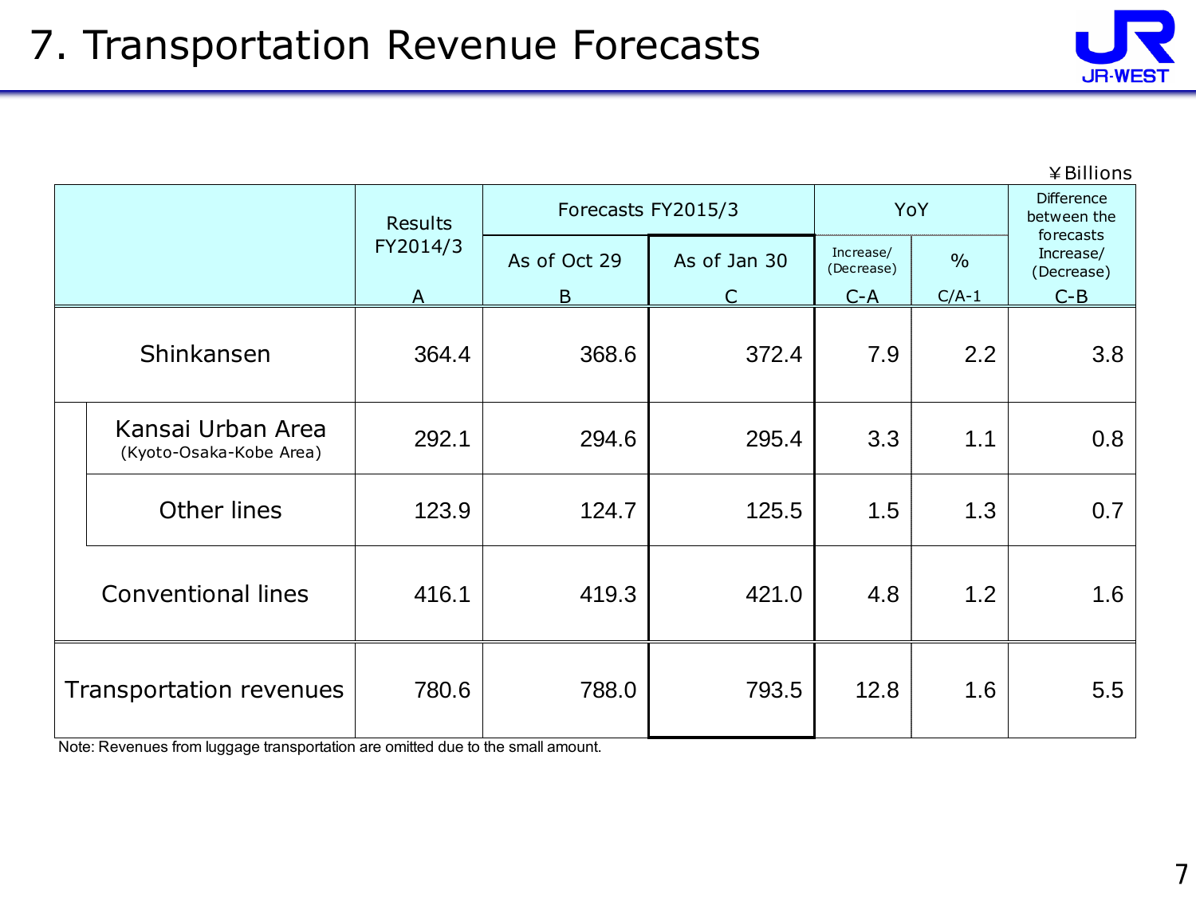# 7. Transportation Revenue Forecasts

¥Billions

| | Results FY2014/3 | Forecasts FY2015/3 | | YoY | | Difference between the forecasts Increase/ (Decrease) |
|---|---|---|---|---|---|---|
| | | As of Oct 29 | As of Jan 30 | Increase/ (Decrease) | % | |
| | A | B | C | C-A | C/A-1 | C-B |
| Shinkansen | 364.4 | 368.6 | 372.4 | 7.9 | 2.2 | 3.8 |
| Kansai Urban Area (Kyoto-Osaka-Kobe Area) | 292.1 | 294.6 | 295.4 | 3.3 | 1.1 | 0.8 |
| Other lines | 123.9 | 124.7 | 125.5 | 1.5 | 1.3 | 0.7 |
| Conventional lines | 416.1 | 419.3 | 421.0 | 4.8 | 1.2 | 1.6 |
| Transportation revenues | 780.6 | 788.0 | 793.5 | 12.8 | 1.6 | 5.5 |

Note: Revenues from luggage transportation are omitted due to the small amount.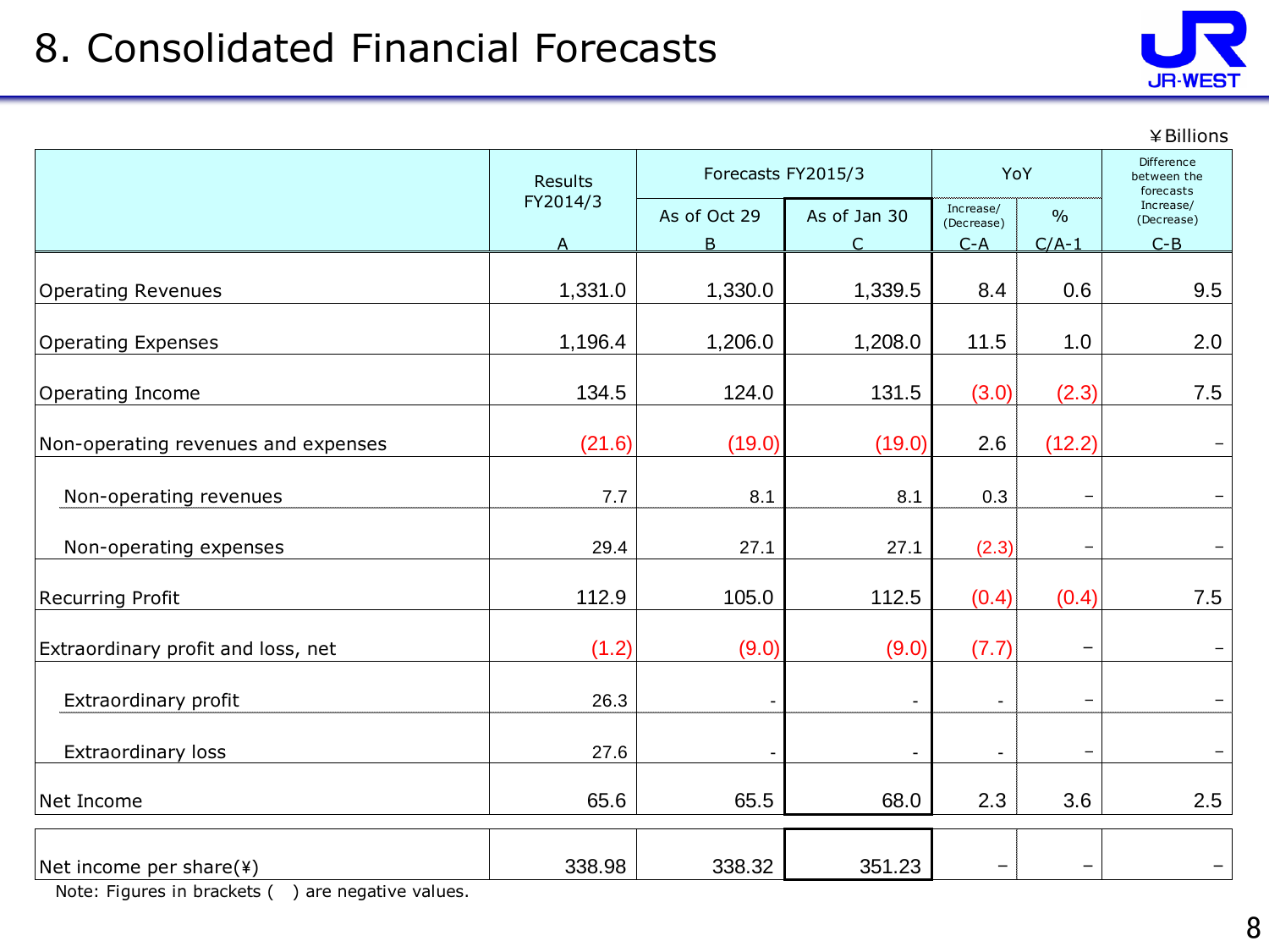# 8. Consolidated Financial Forecasts

¥Billions

| | Results FY2014/3 | Forecasts FY2015/3 | | YoY | | Difference between the forecasts Increase/(Decrease) |
|---|---|---|---|---|---|---|
| | | As of Oct 29 | As of Jan 30 | Increase/(Decrease) | % | |
| | A | B | C | C-A | C/A-1 | C-B |
| Operating Revenues | 1,331.0 | 1,330.0 | 1,339.5 | 8.4 | 0.6 | 9.5 |
| Operating Expenses | 1,196.4 | 1,206.0 | 1,208.0 | 11.5 | 1.0 | 2.0 |
| Operating Income | 134.5 | 124.0 | 131.5 | (3.0) | (2.3) | 7.5 |
| Non-operating revenues and expenses | (21.6) | (19.0) | (19.0) | 2.6 | (12.2) | – |
| Non-operating revenues | 7.7 | 8.1 | 8.1 | 0.3 | – | – |
| Non-operating expenses | 29.4 | 27.1 | 27.1 | (2.3) | – | – |
| Recurring Profit | 112.9 | 105.0 | 112.5 | (0.4) | (0.4) | 7.5 |
| Extraordinary profit and loss, net | (1.2) | (9.0) | (9.0) | (7.7) | – | – |
| Extraordinary profit | 26.3 | - | - | - | – | – |
| Extraordinary loss | 27.6 | - | - | - | – | – |
| Net Income | 65.6 | 65.5 | 68.0 | 2.3 | 3.6 | 2.5 |
| Net income per share(¥) | 338.98 | 338.32 | 351.23 | – | – | – |

Note: Figures in brackets ( ) are negative values.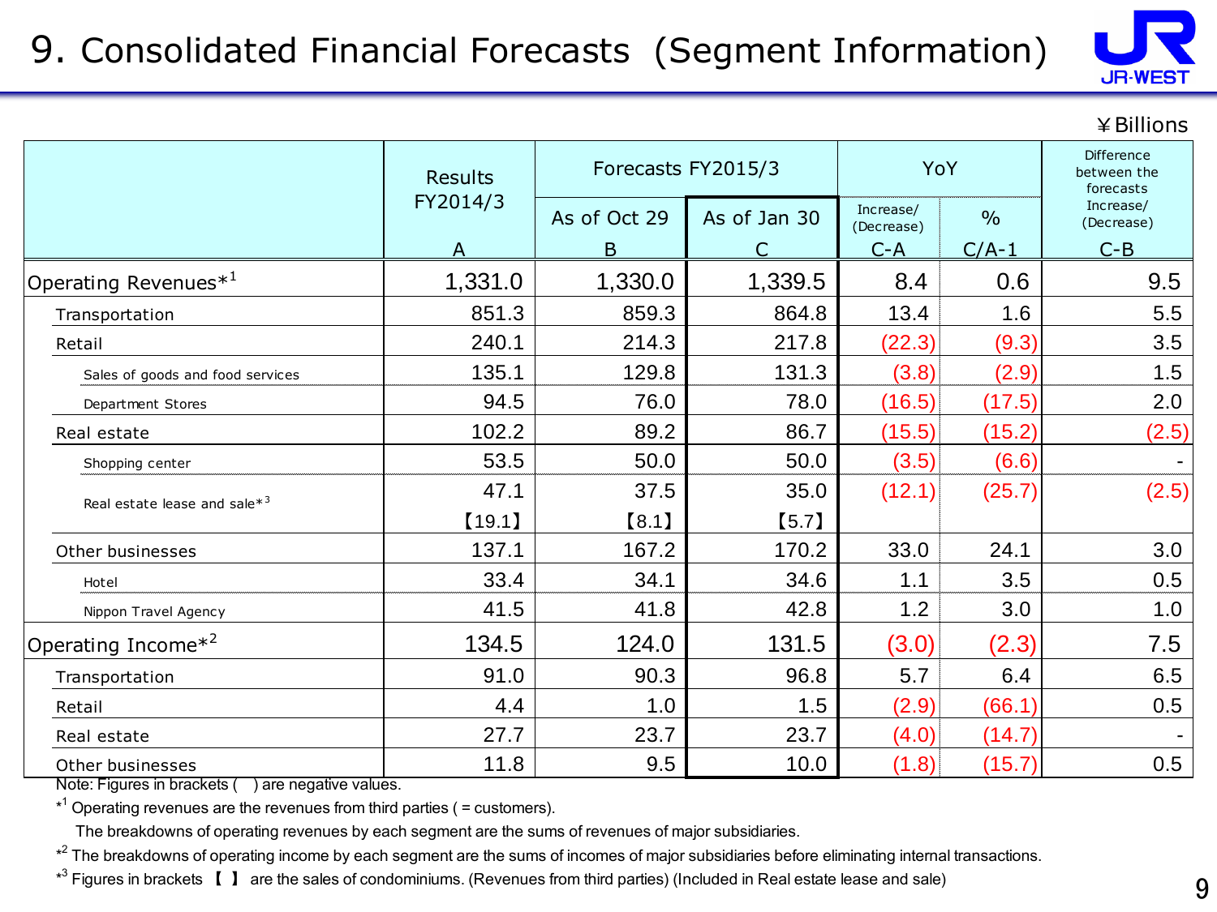# 9. Consolidated Financial Forecasts (Segment Information)

¥Billions

| | Results FY2014/3 | Forecasts FY2015/3 | | YoY | | Difference between the forecasts Increase/(Decrease) |
|---|---|---|---|---|---|---|
| | | As of Oct 29 | As of Jan 30 | Increase/(Decrease) | % | |
| | A | B | C | C-A | C/A-1 | C-B |
| Operating Revenues*[1] | 1,331.0 | 1,330.0 | 1,339.5 | 8.4 | 0.6 | 9.5 |
| Transportation | 851.3 | 859.3 | 864.8 | 13.4 | 1.6 | 5.5 |
| Retail | 240.1 | 214.3 | 217.8 | (22.3) | (9.3) | 3.5 |
| Sales of goods and food services | 135.1 | 129.8 | 131.3 | (3.8) | (2.9) | 1.5 |
| Department Stores | 94.5 | 76.0 | 78.0 | (16.5) | (17.5) | 2.0 |
| Real estate | 102.2 | 89.2 | 86.7 | (15.5) | (15.2) | (2.5) |
| Shopping center | 53.5 | 50.0 | 50.0 | (3.5) | (6.6) | - |
| Real estate lease and sale*[3] | 47.1 【19.1】 | 37.5 【8.1】 | 35.0 【5.7】 | (12.1) | (25.7) | (2.5) |
| Other businesses | 137.1 | 167.2 | 170.2 | 33.0 | 24.1 | 3.0 |
| Hotel | 33.4 | 34.1 | 34.6 | 1.1 | 3.5 | 0.5 |
| Nippon Travel Agency | 41.5 | 41.8 | 42.8 | 1.2 | 3.0 | 1.0 |
| Operating Income*[2] | 134.5 | 124.0 | 131.5 | (3.0) | (2.3) | 7.5 |
| Transportation | 91.0 | 90.3 | 96.8 | 5.7 | 6.4 | 6.5 |
| Retail | 4.4 | 1.0 | 1.5 | (2.9) | (66.1) | 0.5 |
| Real estate | 27.7 | 23.7 | 23.7 | (4.0) | (14.7) | - |
| Other businesses | 11.8 | 9.5 | 10.0 | (1.8) | (15.7) | 0.5 |

Note: Figures in brackets ( ) are negative values.

*[1] Operating revenues are the revenues from third parties ( = customers).

The breakdowns of operating revenues by each segment are the sums of revenues of major subsidiaries.

*[2] The breakdowns of operating income by each segment are the sums of incomes of major subsidiaries before eliminating internal transactions.

*[3] Figures in brackets 【 】 are the sales of condominiums. (Revenues from third parties) (Included in Real estate lease and sale)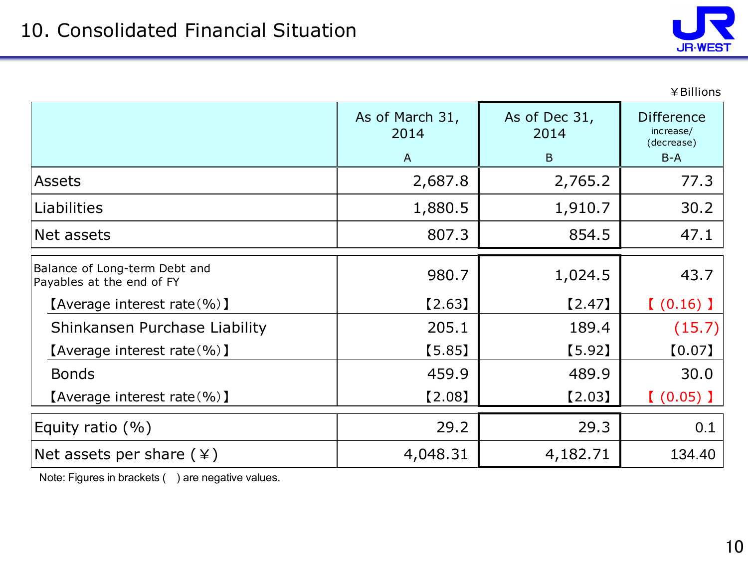# 10. Consolidated Financial Situation

¥Billions

| | As of March 31, 2014 A | As of Dec 31, 2014 B | Difference increase/ (decrease) B-A |
|---|---|---|---|
| Assets | 2,687.8 | 2,765.2 | 77.3 |
| Liabilities | 1,880.5 | 1,910.7 | 30.2 |
| Net assets | 807.3 | 854.5 | 47.1 |
| Balance of Long-term Debt and Payables at the end of FY | 980.7 | 1,024.5 | 43.7 |
| 【Average interest rate(%)】 | 【2.63】 | 【2.47】 | 【(0.16)】 |
| Shinkansen Purchase Liability | 205.1 | 189.4 | (15.7) |
| 【Average interest rate(%)】 | 【5.85】 | 【5.92】 | 【0.07】 |
| Bonds | 459.9 | 489.9 | 30.0 |
| 【Average interest rate(%)】 | 【2.08】 | 【2.03】 | 【(0.05)】 |
| Equity ratio (%) | 29.2 | 29.3 | 0.1 |
| Net assets per share (¥) | 4,048.31 | 4,182.71 | 134.40 |

Note: Figures in brackets ( ) are negative values.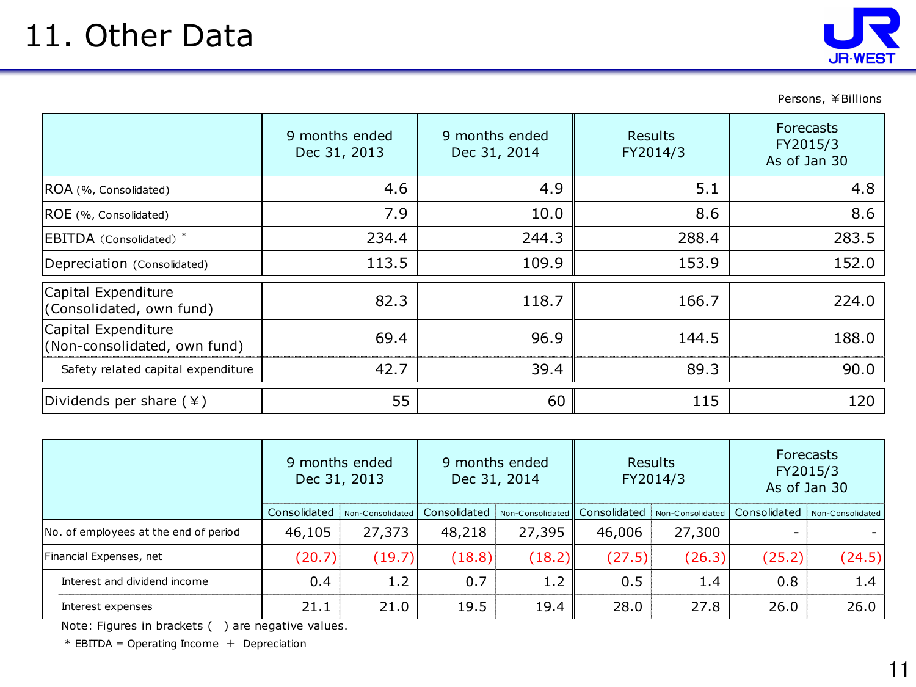# 11. Other Data

Persons, ￥Billions

| | 9 months ended Dec 31, 2013 | 9 months ended Dec 31, 2014 | Results FY2014/3 | Forecasts FY2015/3 As of Jan 30 |
|---|---|---|---|---|
| ROA (%, Consolidated) | 4.6 | 4.9 | 5.1 | 4.8 |
| ROE (%, Consolidated) | 7.9 | 10.0 | 8.6 | 8.6 |
| EBITDA（Consolidated）* | 234.4 | 244.3 | 288.4 | 283.5 |
| Depreciation (Consolidated) | 113.5 | 109.9 | 153.9 | 152.0 |
| Capital Expenditure (Consolidated, own fund) | 82.3 | 118.7 | 166.7 | 224.0 |
| Capital Expenditure (Non-consolidated, own fund) | 69.4 | 96.9 | 144.5 | 188.0 |
| Safety related capital expenditure | 42.7 | 39.4 | 89.3 | 90.0 |
| Dividends per share (￥) | 55 | 60 | 115 | 120 |

| | 9 months ended Dec 31, 2013 | | 9 months ended Dec 31, 2014 | | Results FY2014/3 | | Forecasts FY2015/3 As of Jan 30 | |
|---|---|---|---|---|---|---|---|---|
| | Consolidated | Non-Consolidated | Consolidated | Non-Consolidated | Consolidated | Non-Consolidated | Consolidated | Non-Consolidated |
| No. of employees at the end of period | 46,105 | 27,373 | 48,218 | 27,395 | 46,006 | 27,300 | - | - |
| Financial Expenses, net | (20.7) | (19.7) | (18.8) | (18.2) | (27.5) | (26.3) | (25.2) | (24.5) |
| Interest and dividend income | 0.4 | 1.2 | 0.7 | 1.2 | 0.5 | 1.4 | 0.8 | 1.4 |
| Interest expenses | 21.1 | 21.0 | 19.5 | 19.4 | 28.0 | 27.8 | 26.0 | 26.0 |

Note: Figures in brackets ( ) are negative values.

* EBITDA = Operating Income ＋ Depreciation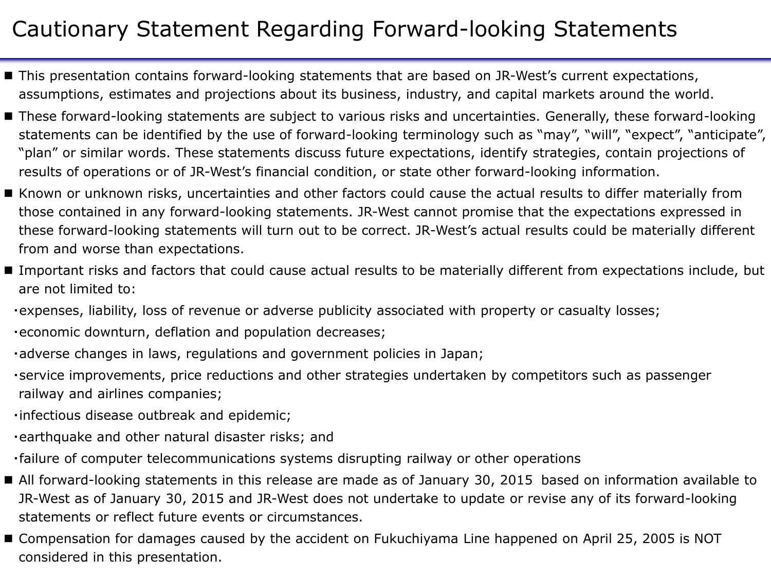# Cautionary Statement Regarding Forward-looking Statements

- This presentation contains forward-looking statements that are based on JR-West's current expectations, assumptions, estimates and projections about its business, industry, and capital markets around the world.
- These forward-looking statements are subject to various risks and uncertainties. Generally, these forward-looking statements can be identified by the use of forward-looking terminology such as "may", "will", "expect", "anticipate", "plan" or similar words. These statements discuss future expectations, identify strategies, contain projections of results of operations or of JR-West's financial condition, or state other forward-looking information.
- Known or unknown risks, uncertainties and other factors could cause the actual results to differ materially from those contained in any forward-looking statements. JR-West cannot promise that the expectations expressed in these forward-looking statements will turn out to be correct. JR-West's actual results could be materially different from and worse than expectations.
- Important risks and factors that could cause actual results to be materially different from expectations include, but are not limited to:
  - expenses, liability, loss of revenue or adverse publicity associated with property or casualty losses;
  - economic downturn, deflation and population decreases;
  - adverse changes in laws, regulations and government policies in Japan;
  - service improvements, price reductions and other strategies undertaken by competitors such as passenger railway and airlines companies;
  - infectious disease outbreak and epidemic;
  - earthquake and other natural disaster risks; and
  - failure of computer telecommunications systems disrupting railway or other operations
- All forward-looking statements in this release are made as of January 30, 2015 based on information available to JR-West as of January 30, 2015 and JR-West does not undertake to update or revise any of its forward-looking statements or reflect future events or circumstances.
- Compensation for damages caused by the accident on Fukuchiyama Line happened on April 25, 2005 is NOT considered in this presentation.